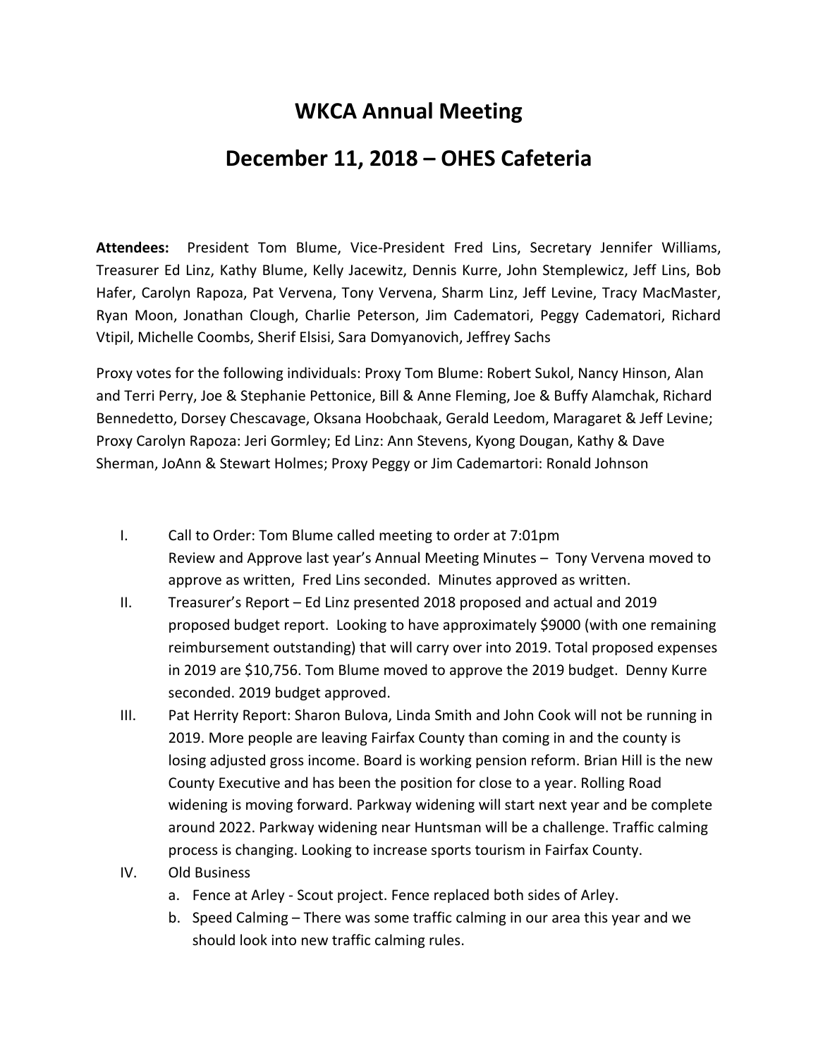# WKCA Annual Meeting

# December 11, 2018 – OHES Cafeteria

**Attendees:** President Tom Blume, Vice-President Fred Lins, Secretary Jennifer Williams, Treasurer Ed Linz, Kathy Blume, Kelly Jacewitz, Dennis Kurre, John Stemplewicz, Jeff Lins, Bob Hafer, Carolyn Rapoza, Pat Vervena, Tony Vervena, Sharm Linz, Jeff Levine, Tracy MacMaster, Ryan Moon, Jonathan Clough, Charlie Peterson, Jim Cadematori, Peggy Cadematori, Richard Vtipil, Michelle Coombs, Sherif Elsisi, Sara Domyanovich, Jeffrey Sachs

Proxy votes for the following individuals: Proxy Tom Blume: Robert Sukol, Nancy Hinson, Alan and Terri Perry, Joe & Stephanie Pettonice, Bill & Anne Fleming, Joe & Buffy Alamchak, Richard Bennedetto, Dorsey Chescavage, Oksana Hoobchaak, Gerald Leedom, Maragaret & Jeff Levine; Proxy Carolyn Rapoza: Jeri Gormley; Ed Linz: Ann Stevens, Kyong Dougan, Kathy & Dave Sherman, JoAnn & Stewart Holmes; Proxy Peggy or Jim Cademartori: Ronald Johnson

I. Call to Order: Tom Blume called meeting to order at 7:01pm
   Review and Approve last year's Annual Meeting Minutes – Tony Vervena moved to approve as written, Fred Lins seconded. Minutes approved as written.

II. Treasurer's Report – Ed Linz presented 2018 proposed and actual and 2019 proposed budget report. Looking to have approximately $9000 (with one remaining reimbursement outstanding) that will carry over into 2019. Total proposed expenses in 2019 are $10,756. Tom Blume moved to approve the 2019 budget. Denny Kurre seconded. 2019 budget approved.

III. Pat Herrity Report: Sharon Bulova, Linda Smith and John Cook will not be running in 2019. More people are leaving Fairfax County than coming in and the county is losing adjusted gross income. Board is working pension reform. Brian Hill is the new County Executive and has been the position for close to a year. Rolling Road widening is moving forward. Parkway widening will start next year and be complete around 2022. Parkway widening near Huntsman will be a challenge. Traffic calming process is changing. Looking to increase sports tourism in Fairfax County.

IV. Old Business
   a. Fence at Arley - Scout project. Fence replaced both sides of Arley.
   b. Speed Calming – There was some traffic calming in our area this year and we should look into new traffic calming rules.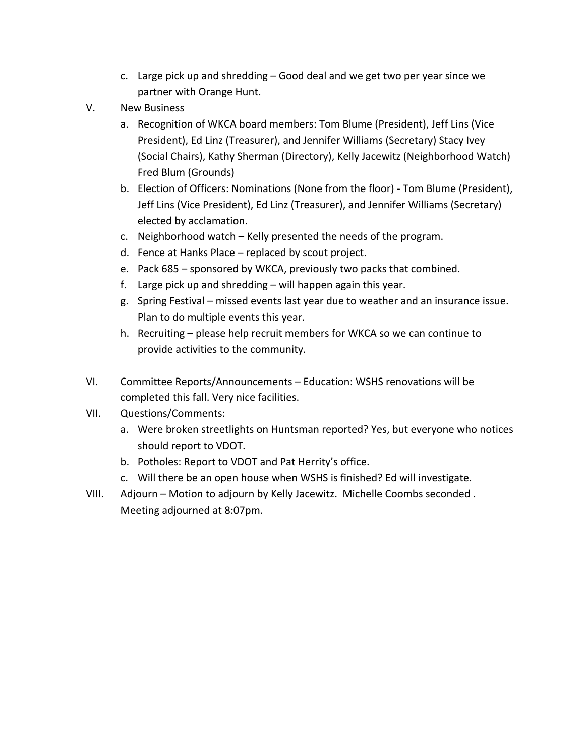c. Large pick up and shredding – Good deal and we get two per year since we partner with Orange Hunt.

V. New Business
   a. Recognition of WKCA board members: Tom Blume (President), Jeff Lins (Vice President), Ed Linz (Treasurer), and Jennifer Williams (Secretary) Stacy Ivey (Social Chairs), Kathy Sherman (Directory), Kelly Jacewitz (Neighborhood Watch) Fred Blum (Grounds)
   b. Election of Officers: Nominations (None from the floor) - Tom Blume (President), Jeff Lins (Vice President), Ed Linz (Treasurer), and Jennifer Williams (Secretary) elected by acclamation.
   c. Neighborhood watch – Kelly presented the needs of the program.
   d. Fence at Hanks Place – replaced by scout project.
   e. Pack 685 – sponsored by WKCA, previously two packs that combined.
   f. Large pick up and shredding – will happen again this year.
   g. Spring Festival – missed events last year due to weather and an insurance issue. Plan to do multiple events this year.
   h. Recruiting – please help recruit members for WKCA so we can continue to provide activities to the community.

VI. Committee Reports/Announcements – Education: WSHS renovations will be completed this fall. Very nice facilities.

VII. Questions/Comments:
   a. Were broken streetlights on Huntsman reported? Yes, but everyone who notices should report to VDOT.
   b. Potholes: Report to VDOT and Pat Herrity's office.
   c. Will there be an open house when WSHS is finished? Ed will investigate.

VIII. Adjourn – Motion to adjourn by Kelly Jacewitz. Michelle Coombs seconded . Meeting adjourned at 8:07pm.